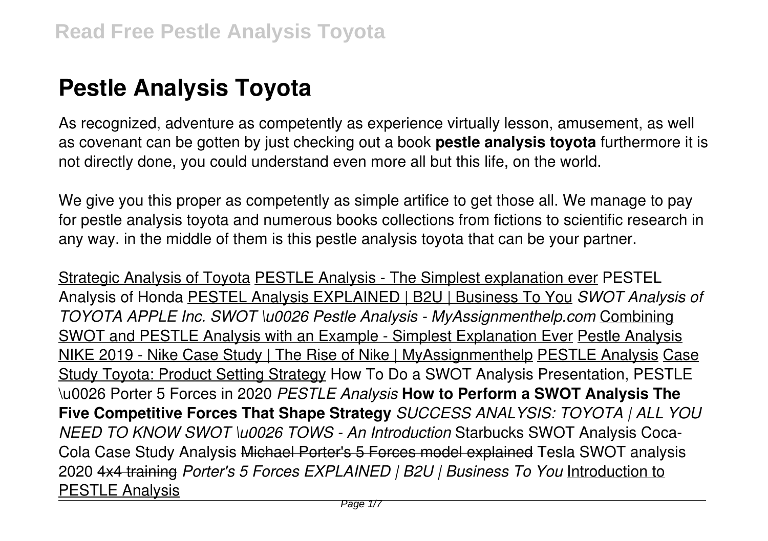# Pestle Analysis Toyota

As recognized, adventure as competently as experience virtually lesson, amusement, as well as covenant can be gotten by just checking out a book **pestle analysis toyota** furthermore it is not directly done, you could understand even more all but this life, on the world.

We give you this proper as competently as simple artifice to get those all. We manage to pay for pestle analysis toyota and numerous books collections from fictions to scientific research in any way. in the middle of them is this pestle analysis toyota that can be your partner.

Strategic Analysis of Toyota PESTLE Analysis - The Simplest explanation ever PESTEL Analysis of Honda PESTEL Analysis EXPLAINED | B2U | Business To You *SWOT Analysis of TOYOTA APPLE Inc. SWOT \u0026 Pestle Analysis - MyAssignmenthelp.com* Combining SWOT and PESTLE Analysis with an Example - Simplest Explanation Ever Pestle Analysis NIKE 2019 - Nike Case Study | The Rise of Nike | MyAssignmenthelp PESTLE Analysis Case Study Toyota: Product Setting Strategy How To Do a SWOT Analysis Presentation, PESTLE \u0026 Porter 5 Forces in 2020 *PESTLE Analysis* **How to Perform a SWOT Analysis The Five Competitive Forces That Shape Strategy** *SUCCESS ANALYSIS: TOYOTA | ALL YOU NEED TO KNOW SWOT \u0026 TOWS - An Introduction* Starbucks SWOT Analysis Coca-Cola Case Study Analysis Michael Porter's 5 Forces model explained Tesla SWOT analysis 2020 4x4 training *Porter's 5 Forces EXPLAINED | B2U | Business To You* Introduction to PESTLE Analysis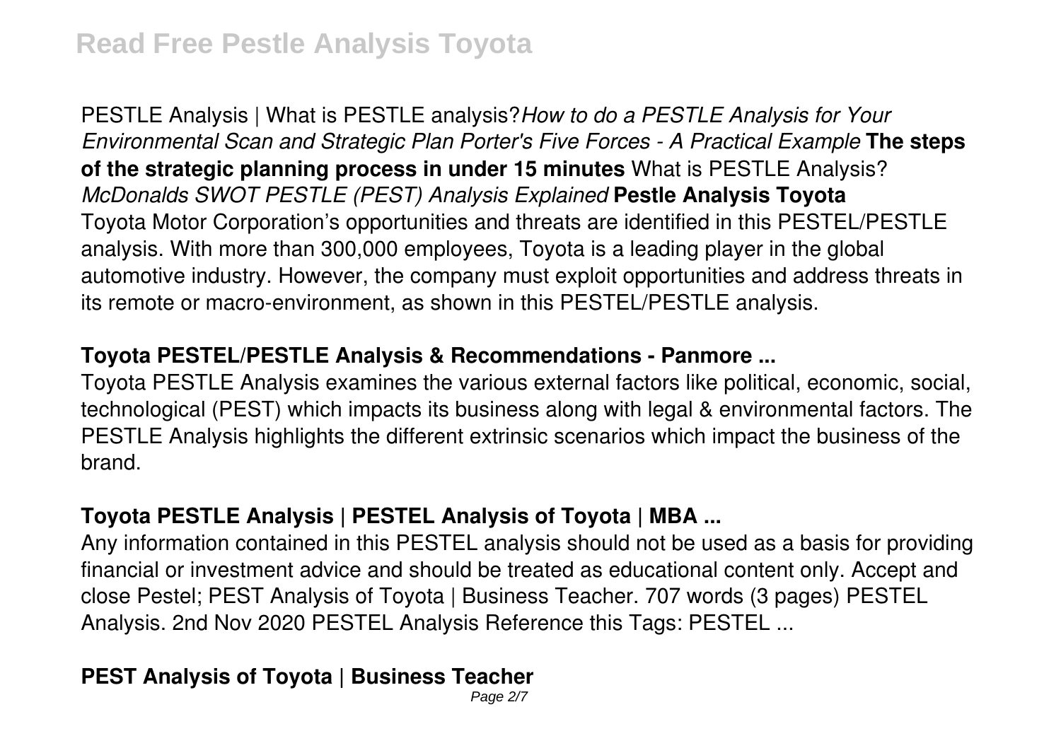PESTLE Analysis | What is PESTLE analysis? *How to do a PESTLE Analysis for Your Environmental Scan and Strategic Plan Porter's Five Forces - A Practical Example* **The steps of the strategic planning process in under 15 minutes** What is PESTLE Analysis? *McDonalds SWOT PESTLE (PEST) Analysis Explained* **Pestle Analysis Toyota**
Toyota Motor Corporation's opportunities and threats are identified in this PESTEL/PESTLE analysis. With more than 300,000 employees, Toyota is a leading player in the global automotive industry. However, the company must exploit opportunities and address threats in its remote or macro-environment, as shown in this PESTEL/PESTLE analysis.

## Toyota PESTEL/PESTLE Analysis & Recommendations - Panmore ...

Toyota PESTLE Analysis examines the various external factors like political, economic, social, technological (PEST) which impacts its business along with legal & environmental factors. The PESTLE Analysis highlights the different extrinsic scenarios which impact the business of the brand.

## Toyota PESTLE Analysis | PESTEL Analysis of Toyota | MBA ...

Any information contained in this PESTEL analysis should not be used as a basis for providing financial or investment advice and should be treated as educational content only. Accept and close Pestel; PEST Analysis of Toyota | Business Teacher. 707 words (3 pages) PESTEL Analysis. 2nd Nov 2020 PESTEL Analysis Reference this Tags: PESTEL ...

## PEST Analysis of Toyota | Business Teacher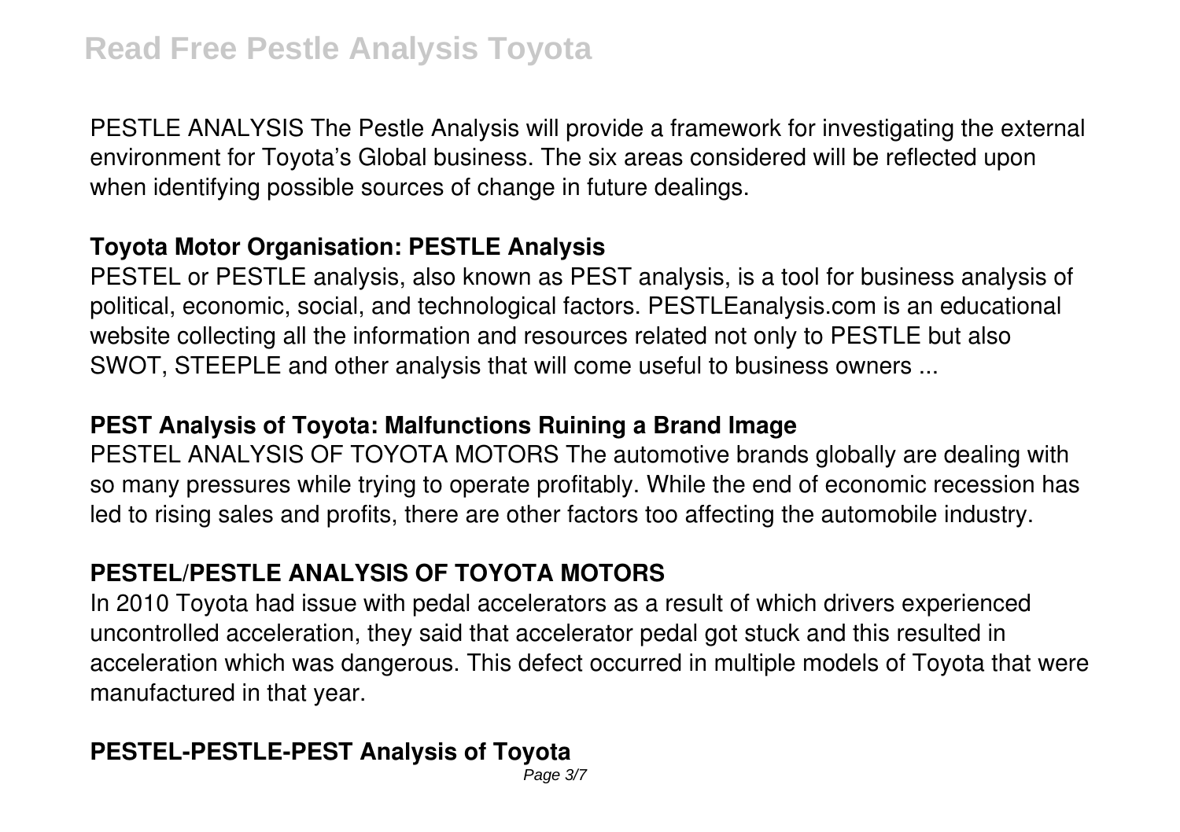PESTLE ANALYSIS The Pestle Analysis will provide a framework for investigating the external environment for Toyota's Global business. The six areas considered will be reflected upon when identifying possible sources of change in future dealings.

### Toyota Motor Organisation: PESTLE Analysis

PESTEL or PESTLE analysis, also known as PEST analysis, is a tool for business analysis of political, economic, social, and technological factors. PESTLEanalysis.com is an educational website collecting all the information and resources related not only to PESTLE but also SWOT, STEEPLE and other analysis that will come useful to business owners ...

### PEST Analysis of Toyota: Malfunctions Ruining a Brand Image

PESTEL ANALYSIS OF TOYOTA MOTORS The automotive brands globally are dealing with so many pressures while trying to operate profitably. While the end of economic recession has led to rising sales and profits, there are other factors too affecting the automobile industry.

### PESTEL/PESTLE ANALYSIS OF TOYOTA MOTORS

In 2010 Toyota had issue with pedal accelerators as a result of which drivers experienced uncontrolled acceleration, they said that accelerator pedal got stuck and this resulted in acceleration which was dangerous. This defect occurred in multiple models of Toyota that were manufactured in that year.

### PESTEL-PESTLE-PEST Analysis of Toyota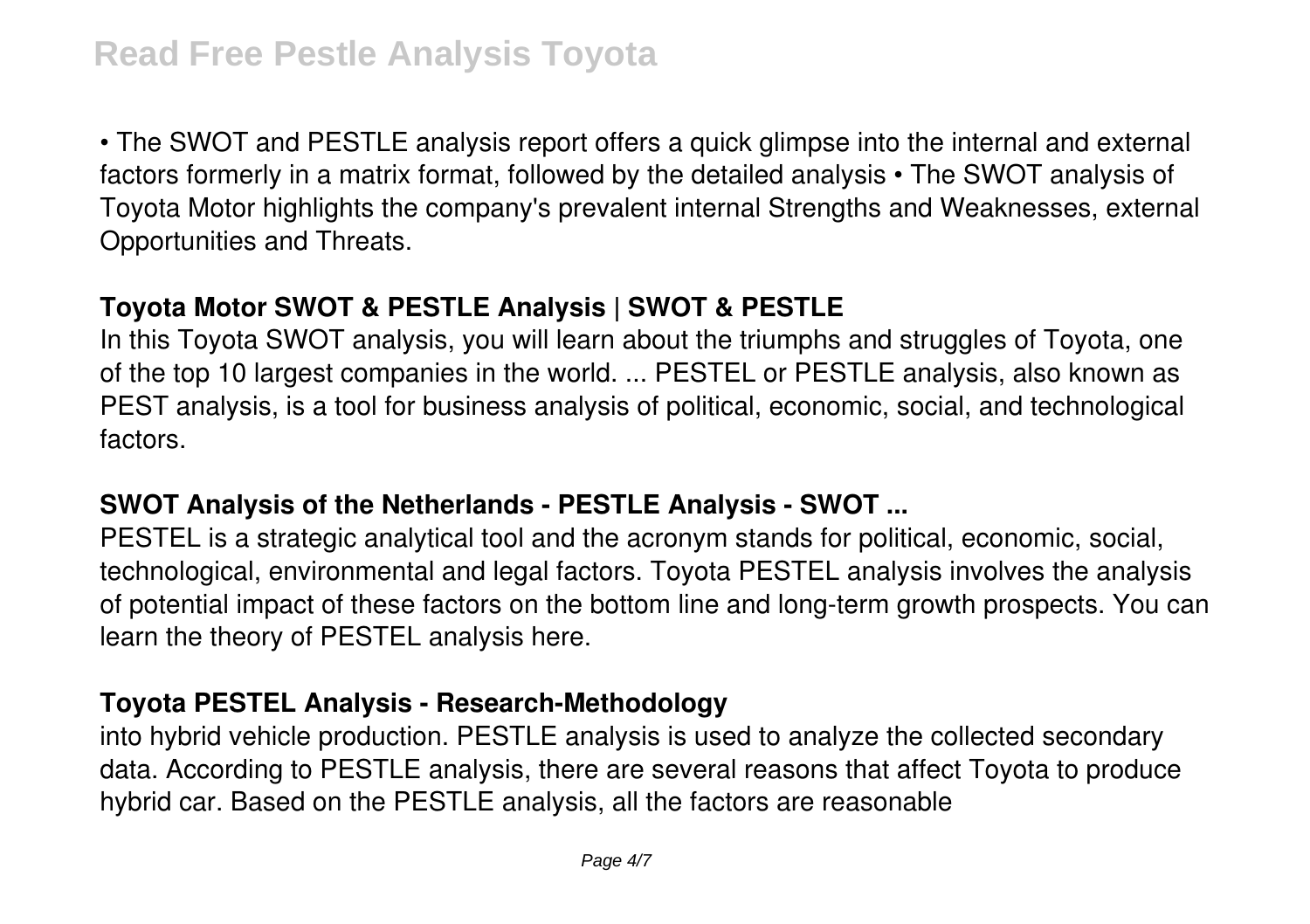• The SWOT and PESTLE analysis report offers a quick glimpse into the internal and external factors formerly in a matrix format, followed by the detailed analysis • The SWOT analysis of Toyota Motor highlights the company's prevalent internal Strengths and Weaknesses, external Opportunities and Threats.

### Toyota Motor SWOT & PESTLE Analysis | SWOT & PESTLE

In this Toyota SWOT analysis, you will learn about the triumphs and struggles of Toyota, one of the top 10 largest companies in the world. ... PESTEL or PESTLE analysis, also known as PEST analysis, is a tool for business analysis of political, economic, social, and technological factors.

### SWOT Analysis of the Netherlands - PESTLE Analysis - SWOT ...

PESTEL is a strategic analytical tool and the acronym stands for political, economic, social, technological, environmental and legal factors. Toyota PESTEL analysis involves the analysis of potential impact of these factors on the bottom line and long-term growth prospects. You can learn the theory of PESTEL analysis here.

### Toyota PESTEL Analysis - Research-Methodology

into hybrid vehicle production. PESTLE analysis is used to analyze the collected secondary data. According to PESTLE analysis, there are several reasons that affect Toyota to produce hybrid car. Based on the PESTLE analysis, all the factors are reasonable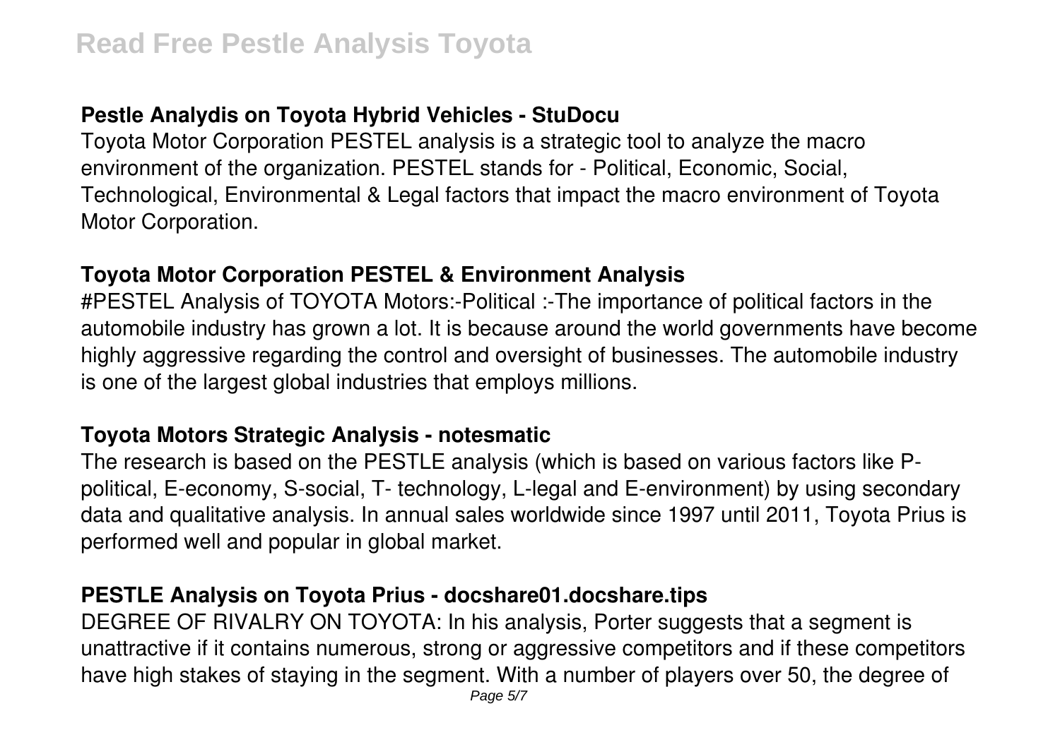### Pestle Analydis on Toyota Hybrid Vehicles - StuDocu

Toyota Motor Corporation PESTEL analysis is a strategic tool to analyze the macro environment of the organization. PESTEL stands for - Political, Economic, Social, Technological, Environmental & Legal factors that impact the macro environment of Toyota Motor Corporation.

### Toyota Motor Corporation PESTEL & Environment Analysis

#PESTEL Analysis of TOYOTA Motors:-Political :-The importance of political factors in the automobile industry has grown a lot. It is because around the world governments have become highly aggressive regarding the control and oversight of businesses. The automobile industry is one of the largest global industries that employs millions.

### Toyota Motors Strategic Analysis - notesmatic

The research is based on the PESTLE analysis (which is based on various factors like P-political, E-economy, S-social, T- technology, L-legal and E-environment) by using secondary data and qualitative analysis. In annual sales worldwide since 1997 until 2011, Toyota Prius is performed well and popular in global market.

### PESTLE Analysis on Toyota Prius - docshare01.docshare.tips

DEGREE OF RIVALRY ON TOYOTA: In his analysis, Porter suggests that a segment is unattractive if it contains numerous, strong or aggressive competitors and if these competitors have high stakes of staying in the segment. With a number of players over 50, the degree of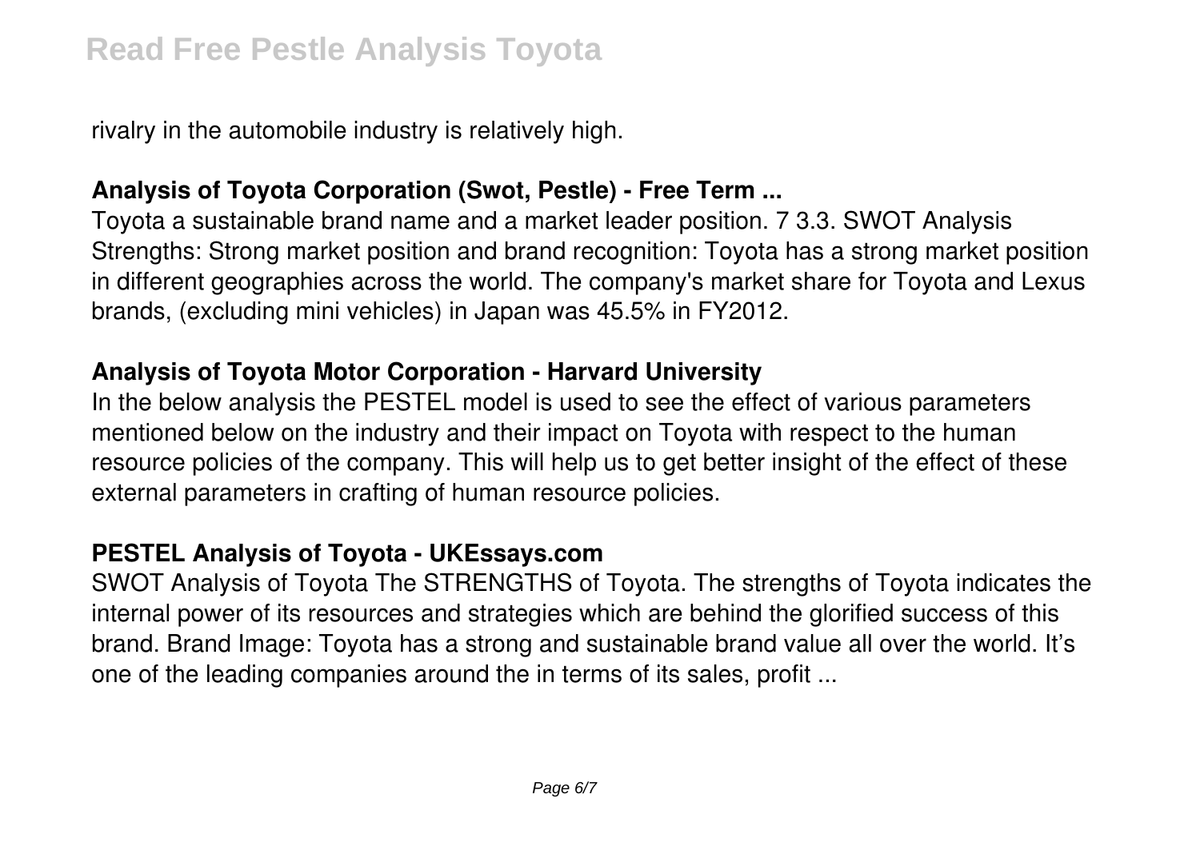rivalry in the automobile industry is relatively high.

### Analysis of Toyota Corporation (Swot, Pestle) - Free Term ...

Toyota a sustainable brand name and a market leader position. 7 3.3. SWOT Analysis Strengths: Strong market position and brand recognition: Toyota has a strong market position in different geographies across the world. The company's market share for Toyota and Lexus brands, (excluding mini vehicles) in Japan was 45.5% in FY2012.

### Analysis of Toyota Motor Corporation - Harvard University

In the below analysis the PESTEL model is used to see the effect of various parameters mentioned below on the industry and their impact on Toyota with respect to the human resource policies of the company. This will help us to get better insight of the effect of these external parameters in crafting of human resource policies.

### PESTEL Analysis of Toyota - UKEssays.com

SWOT Analysis of Toyota The STRENGTHS of Toyota. The strengths of Toyota indicates the internal power of its resources and strategies which are behind the glorified success of this brand. Brand Image: Toyota has a strong and sustainable brand value all over the world. It's one of the leading companies around the in terms of its sales, profit ...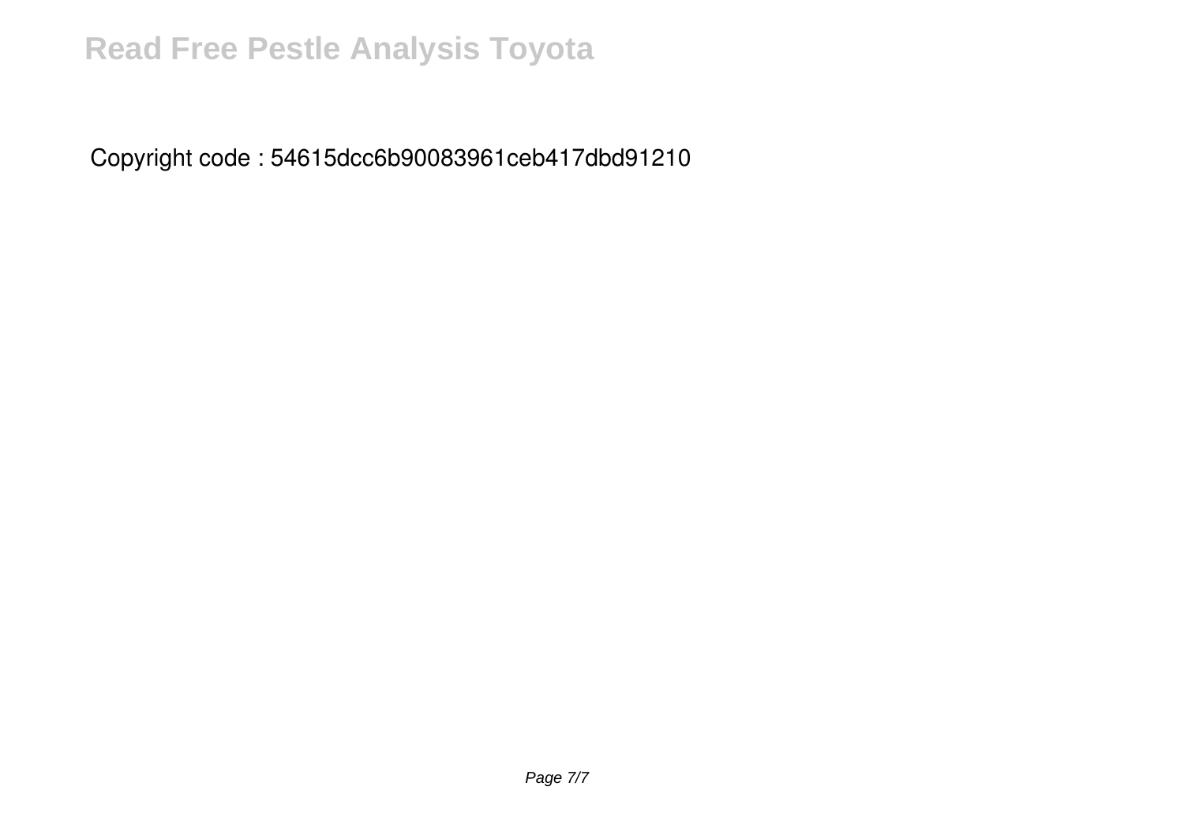Copyright code : 54615dcc6b90083961ceb417dbd91210